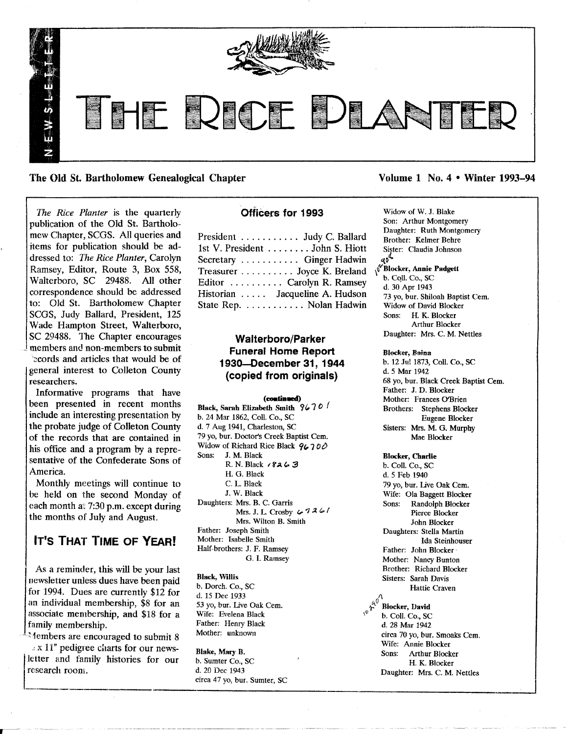# THE RICE PLANTER

NEWSLETTER

**The Old St. Bartholomew Genealogical Chapter** — **Volume 1 No. 4 • Winter 1993–94**

*The Rice Planter* is the quarterly publication of the Old St. Bartholomew Chapter, SCGS. All queries and items for publication should be addressed to: *The Rice Planter*, Carolyn Ramsey, Editor, Route 3, Box 558, Walterboro, SC 29488. All other correspondence should be addressed to: Old St. Bartholomew Chapter SCGS, Judy Ballard, President, 125 Wade Hampton Street, Walterboro, SC 29488. The Chapter encourages members and non-members to submit records and articles that would be of general interest to Colleton County researchers.

Informative programs that have been presented in recent months include an interesting presentation by the probate judge of Colleton County of the records that are contained in his office and a program by a representative of the Confederate Sons of America.

Monthly meetings will continue to be held on the second Monday of each month at 7:30 p.m. except during the months of July and August.

## IT'S THAT TIME OF YEAR!

As a reminder, this will be your last newsletter unless dues have been paid for 1994. Dues are currently $12 for an individual membership, $8 for an associate membership, and $18 for a family membership.

Members are encouraged to submit 8 x 11" pedigree charts for our newsletter and family histories for our research room.

## Officers for 1993

President ........... Judy C. Ballard
1st V. President ........ John S. Hiott
Secretary ........... Ginger Hadwin
Treasurer .......... Joyce K. Breland
Editor .......... Carolyn R. Ramsey
Historian ..... Jacqueline A. Hudson
State Rep. ........... Nolan Hadwin

## Walterboro/Parker Funeral Home Report 1930—December 31, 1944 (copied from originals)

**(continued)**

**Black, Sarah Elizabeth Smith** 96701
b. 24 Mar 1862, Coll. Co., SC
d. 7 Aug 1941, Charleston, SC
79 yo, bur. Doctor's Creek Baptist Cem.
Widow of Richard Rice Black 96700
Sons: J. M. Black
R. N. Black 18263
H. G. Black
C. L. Black
J. W. Black
Daughters: Mrs. B. C. Garris
Mrs. J. L. Crosby 67261
Mrs. Wilton B. Smith
Father: Joseph Smith
Mother: Isabelle Smith
Half-brothers: J. F. Ramsey
G. I. Ramsey

**Black, Willis**
b. Dorch. Co., SC
d. 15 Dec 1933
53 yo, bur. Live Oak Cem.
Wife: Evelena Black
Father: Henry Black
Mother: unknown

**Blake, Mary B.**
b. Sumter Co., SC
d. 20 Dec 1943
circa 47 yo, bur. Sumter, SC
Widow of W. J. Blake
Son: Arthur Montgomery
Daughter: Ruth Montgomery
Brother: Kelmer Behre
Sister: Claudia Johnson

**Blocker, Annie Padgett** 10290
b. Coll. Co., SC
d. 30 Apr 1943
73 yo, bur. Shiloah Baptist Cem.
Widow of David Blocker
Sons: H. K. Blocker
Arthur Blocker
Daughter: Mrs. C. M. Nettles

**Blocker, Baina**
b. 12 Jul 1873, Coll. Co., SC
d. 5 Mar 1942
68 yo, bur. Black Creek Baptist Cem.
Father: J. D. Blocker
Mother: Frances O'Brien
Brothers: Stephens Blocker
Eugene Blocker
Sisters: Mrs. M. G. Murphy
Mae Blocker

**Blocker, Charlie**
b. Coll. Co., SC
d. 5 Feb 1940
79 yo, bur. Live Oak Cem.
Wife: Ola Baggett Blocker
Sons: Randolph Blocker
Pierce Blocker
John Blocker
Daughters: Stella Martin
Ida Steinhouser
Father: John Blocker
Mother: Nancy Bunton
Brother: Richard Blocker
Sisters: Sarah Davis
Hattie Craven

**Blocker, David** 10290
b. Coll. Co., SC
d. 28 Mar 1942
circa 70 yo, bur. Smoaks Cem.
Wife: Annie Blocker
Sons: Arthur Blocker
H. K. Blocker
Daughter: Mrs. C. M. Nettles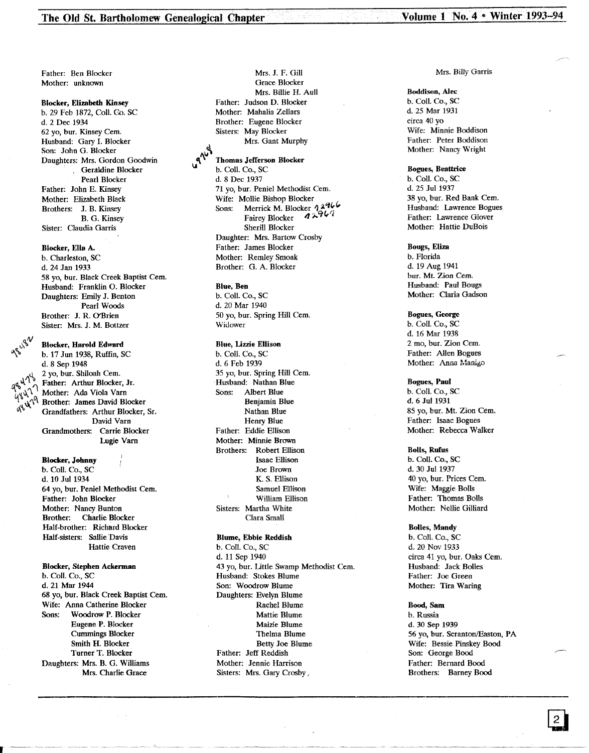Father: Ben Blocker
Mother: unknown

**Blocker, Elizabeth Kinsey**
b. 29 Feb 1872, Coll. Co. SC
d. 2 Dec 1934
62 yo, bur. Kinsey Cem.
Husband: Gary I. Blocker
Son: John G. Blocker
Daughters: Mrs. Gordon Goodwin
Geraldine Blocker
Pearl Blocker
Father: John E. Kinsey
Mother: Elizabeth Black
Brothers: J. B. Kinsey
B. G. Kinsey
Sister: Claudia Garris

**Blocker, Ella A.**
b. Charleston, SC
d. 24 Jan 1933
58 yo, bur. Black Creek Baptist Cem.
Husband: Franklin O. Blocker
Daughters: Emily J. Benton
Pearl Woods
Brother: J. R. O'Brien
Sister: Mrs. J. M. Bottzer

**Blocker, Harold Edward**
b. 17 Jun 1938, Ruffin, SC
d. 8 Sep 1948
2 yo, bur. Shiloah Cem.
Father: Arthur Blocker, Jr.
Mother: Ada Viola Varn
Brother: James David Blocker
Grandfathers: Arthur Blocker, Sr.
David Varn
Grandmothers: Carrie Blocker
Lugie Varn

**Blocker, Johnny**
b. Coll. Co., SC
d. 10 Jul 1934
64 yo, bur. Peniel Methodist Cem.
Father: John Blocker
Mother: Nancy Bunton
Brother: Charlie Blocker
Half-brother: Richard Blocker
Half-sisters: Sallie Davis
Hattie Craven

**Blocker, Stephen Ackerman**
b. Coll. Co., SC
d. 21 Mar 1944
68 yo, bur. Black Creek Baptist Cem.
Wife: Anna Catherine Blocker
Sons: Woodrow P. Blocker
Eugene P. Blocker
Cummings Blocker
Smith H. Blocker
Turner T. Blocker
Daughters: Mrs. B. G. Williams
Mrs. Charlie Grace
Mrs. J. F. Gill
Grace Blocker
Mrs. Billie H. Aull
Father: Judson D. Blocker
Mother: Mahalia Zellars
Brother: Eugene Blocker
Sisters: May Blocker
Mrs. Gant Murphy

**Thomas Jefferson Blocker**
b. Coll. Co., SC
d. 8 Dec 1937
71 yo, bur. Peniel Methodist Cem.
Wife: Mollie Bishop Blocker
Sons: Merrick M. Blocker
Fairey Blocker
Sherill Blocker
Daughter: Mrs. Bartow Crosby
Father: James Blocker
Mother: Remley Smoak
Brother: G. A. Blocker

**Blue, Ben**
b. Coll. Co., SC
d. 20 Mar 1940
50 yo, bur. Spring Hill Cem.
Widower

**Blue, Lizzie Ellison**
b. Coll. Co., SC
d. 6 Feb 1939
35 yo, bur. Spring Hill Cem.
Husband: Nathan Blue
Sons: Albert Blue
Benjamin Blue
Nathan Blue
Henry Blue
Father: Eddie Ellison
Mother: Minnie Brown
Brothers: Robert Ellison
Isaac Ellison
Joe Brown
K. S. Ellison
Samuel Ellison
William Ellison
Sisters: Martha White
Clara Small

**Blume, Ebbie Reddish**
b. Coll. Co., SC
d. 11 Sep 1940
43 yo, bur. Little Swamp Methodist Cem.
Husband: Stokes Blume
Son: Woodrow Blume
Daughters: Evelyn Blume
Rachel Blume
Mattie Blume
Maizie Blume
Thelma Blume
Betty Joe Blume
Father: Jeff Reddish
Mother: Jennie Harrison
Sisters: Mrs. Gary Crosby,
Mrs. Billy Garris

**Boddison, Alec**
b. Coll. Co., SC
d. 25 Mar 1931
circa 40 yo
Wife: Minnie Boddison
Father: Peter Boddison
Mother: Nancy Wright

**Bogues, Beattrice**
b. Coll. Co., SC
d. 25 Jul 1937
38 yo, bur. Red Bank Cem.
Husband: Lawrence Bogues
Father: Lawrence Glover
Mother: Hattie DuBois

**Bougs, Eliza**
b. Florida
d. 19 Aug 1941
bur. Mt. Zion Cem.
Husband: Paul Bougs
Mother: Claria Gadson

**Bogues, George**
b. Coll. Co., SC
d. 16 Mar 1938
2 mo, bur. Zion Cem.
Father: Allen Bogues
Mother: Anna Manigo

**Bogues, Paul**
b. Coll. Co., SC
d. 6 Jul 1931
85 yo, bur. Mt. Zion Cem.
Father: Isaac Bogues
Mother: Rebecca Walker

**Bolls, Rufus**
b. Coll. Co., SC
d. 30 Jul 1937
40 yo, bur. Prices Cem.
Wife: Maggie Bolls
Father: Thomas Bolls
Mother: Nellie Gilliard

**Bolles, Mandy**
b. Coll. Co., SC
d. 20 Nov 1933
circa 41 yo, bur. Oaks Cem.
Husband: Jack Bolles
Father: Joe Green
Mother: Tira Waring

**Bood, Sam**
b. Russia
d. 30 Sep 1939
56 yo, bur. Scranton/Easton, PA
Wife: Bessie Pinskey Bood
Son: George Bood
Father: Bernard Bood
Brothers: Barney Bood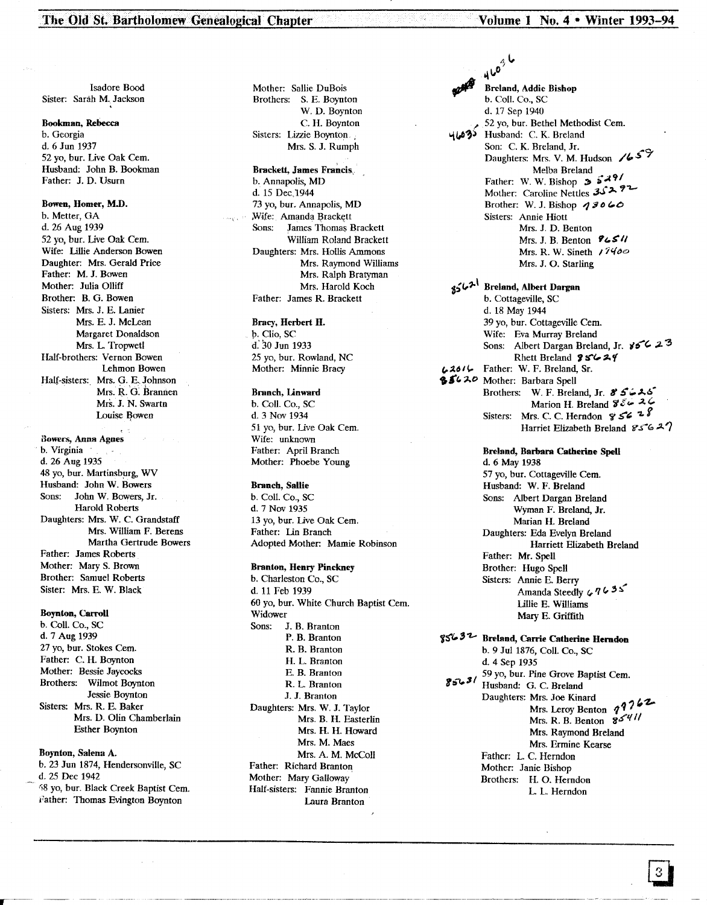Isadore Bood
Sister: Sarah M. Jackson

**Bookman, Rebecca**
b. Georgia
d. 6 Jun 1937
52 yo, bur. Live Oak Cem.
Husband: John B. Bookman
Father: J. D. Usurn

**Bowen, Homer, M.D.**
b. Metter, GA
d. 26 Aug 1939
52 yo, bur. Live Oak Cem.
Wife: Lillie Anderson Bowen
Daughter: Mrs. Gerald Price
Father: M. J. Bowen
Mother: Julia Olliff
Brother: B. G. Bowen
Sisters: Mrs. J. E. Lanier
Mrs. E. J. McLean
Margaret Donaldson
Mrs. L. Tropwetl
Half-brothers: Vernon Bowen
Lehmon Bowen
Half-sisters: Mrs. G. E. Johnson
Mrs. R. G. Brannen
Mrs. J. N. Swartn
Louise Bowen

**Bowers, Anna Agnes**
b. Virginia
d. 26 Aug 1935
48 yo, bur. Martinsburg, WV
Husband: John W. Bowers
Sons: John W. Bowers, Jr.
Harold Roberts
Daughters: Mrs. W. C. Grandstaff
Mrs. William F. Berens
Martha Gertrude Bowers
Father: James Roberts
Mother: Mary S. Brown
Brother: Samuel Roberts
Sister: Mrs. E. W. Black

**Boynton, Carroll**
b. Coll. Co., SC
d. 7 Aug 1939
27 yo, bur. Stokes Cem.
Father: C. H. Boynton
Mother: Bessie Jaycocks
Brothers: Wilmot Boynton
Jessie Boynton
Sisters: Mrs. R. E. Baker
Mrs. D. Olin Chamberlain
Esther Boynton

**Boynton, Salena A.**
b. 23 Jun 1874, Hendersonville, SC
d. 25 Dec 1942
68 yo, bur. Black Creek Baptist Cem.
Father: Thomas Evington Boynton
Mother: Sallie DuBois
Brothers: S. E. Boynton
W. D. Boynton
C. H. Boynton
Sisters: Lizzie Boynton
Mrs. S. J. Rumph

**Brackett, James Francis**
b. Annapolis, MD
d. 15 Dec 1944
73 yo, bur. Annapolis, MD
Wife: Amanda Brackett
Sons: James Thomas Brackett
William Roland Brackett
Daughters: Mrs. Hollis Ammons
Mrs. Raymond Williams
Mrs. Ralph Bratyman
Mrs. Harold Koch
Father: James R. Brackett

**Bracy, Herbert H.**
b. Clio, SC
d. 30 Jun 1933
25 yo, bur. Rowland, NC
Mother: Minnie Bracy

**Branch, Linward**
b. Coll. Co., SC
d. 3 Nov 1934
51 yo, bur. Live Oak Cem.
Wife: unknown
Father: April Branch
Mother: Phoebe Young

**Branch, Sallie**
b. Coll. Co., SC
d. 7 Nov 1935
13 yo, bur. Live Oak Cem.
Father: Lin Branch
Adopted Mother: Mamie Robinson

**Branton, Henry Pinckney**
b. Charleston Co., SC
d. 11 Feb 1939
60 yo, bur. White Church Baptist Cem.
Widower
Sons: J. B. Branton
P. B. Branton
R. B. Branton
H. L. Branton
E. B. Branton
R. L. Branton
J. J. Branton
Daughters: Mrs. W. J. Taylor
Mrs. B. H. Easterlin
Mrs. H. H. Howard
Mrs. M. Maes
Mrs. A. M. McColl
Father: Richard Branton
Mother: Mary Galloway
Half-sisters: Fannie Branton
Laura Branton

46036
**Breland, Addie Bishop**
b. Coll. Co., SC
d. 17 Sep 1940
52 yo, bur. Bethel Methodist Cem.
46035 Husband: C. K. Breland
Son: C. K. Breland, Jr.
Daughters: Mrs. V. M. Hudson 1659
Melba Breland
Father: W. W. Bishop 35291
Mother: Caroline Nettles 35292
Brother: W. J. Bishop 13060
Sisters: Annie Hiott
Mrs. J. D. Benton
Mrs. J. B. Benton 96511
Mrs. R. W. Sineth 17400
Mrs. J. O. Starling

85621 **Breland, Albert Dargan**
b. Cottageville, SC
d. 18 May 1944
39 yo, bur. Cottageville Cem.
Wife: Eva Murray Breland
Sons: Albert Dargan Breland, Jr. 85623
Rhett Breland 85624
62016 Father: W. F. Breland, Sr.
85620 Mother: Barbara Spell
Brothers: W. F. Breland, Jr. 85625
Marion H. Breland 85626
Sisters: Mrs. C. C. Herndon 85628
Harriet Elizabeth Breland 85627

**Breland, Barbara Catherine Spell**
d. 6 May 1938
57 yo, bur. Cottageville Cem.
Husband: W. F. Breland
Sons: Albert Dargan Breland
Wyman F. Breland, Jr.
Marian H. Breland
Daughters: Eda Evelyn Breland
Harriett Elizabeth Breland
Father: Mr. Spell
Brother: Hugo Spell
Sisters: Annie E. Berry
Amanda Steedly 67635
Lillie E. Williams
Mary E. Griffith

85632 **Breland, Carrie Catherine Herndon**
b. 9 Jul 1876, Coll. Co., SC
d. 4 Sep 1935
59 yo, bur. Pine Grove Baptist Cem.
85631 Husband: G. C. Breland
Daughters: Mrs. Joe Kinard
Mrs. Leroy Benton 97762
Mrs. R. B. Benton 85411
Mrs. Raymond Breland
Mrs. Ermine Kearse
Father: L. C. Herndon
Mother: Janie Bishop
Brothers: H. O. Herndon
L. L. Herndon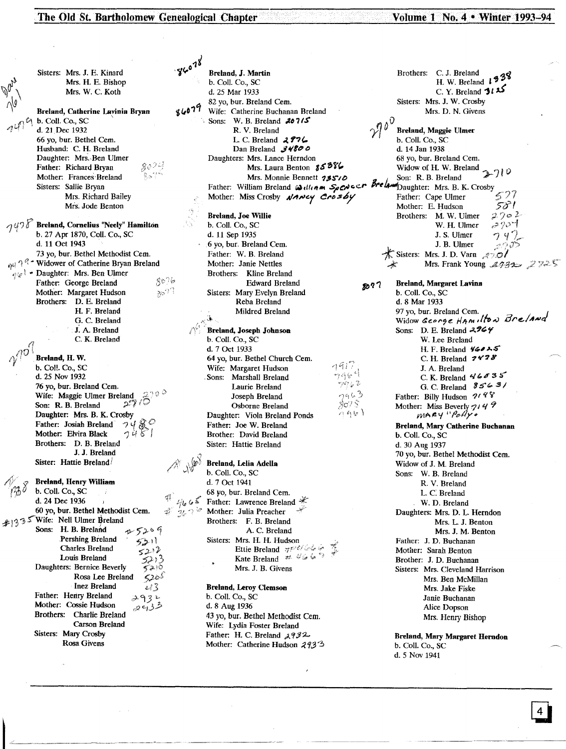Sisters: Mrs. J. E. Kinard
Mrs. H. E. Bishop
Mrs. W. C. Koth

**Breland, Catherine Lavinia Bryan**
b. Coll. Co., SC
d. 21 Dec 1932
66 yo, bur. Bethel Cem.
Husband: C. H. Breland
Daughter: Mrs. Ben Ulmer
Father: Richard Bryan
Mother: Frances Breland
Sisters: Sallie Bryan
Mrs. Richard Bailey
Mrs. Jode Benton

**Breland, Cornelius "Neely" Hamilton**
b. 27 Apr 1870, Coll. Co., SC
d. 11 Oct 1943
73 yo, bur. Bethel Methodist Cem.
Widower of Catherine Bryan Breland
Daughter: Mrs. Ben Ulmer
Father: George Breland
Mother: Margaret Hudson
Brothers: D. E. Breland
H. F. Breland
G. C. Breland
J. A. Breland
C. K. Breland

**Breland, H. W.**
b. Coll. Co., SC
d. 25 Nov 1932
76 yo, bur. Breland Cem.
Wife: Maggie Ulmer Breland
Son: R. B. Breland
Daughter: Mrs. B. K. Crosby
Father: Josiah Breland
Mother: Elvira Black
Brothers: D. B. Breland
J. J. Breland
Sister: Hattie Breland

**Breland, Henry William**
b. Coll. Co., SC
d. 24 Dec 1936
60 yo, bur. Bethel Methodist Cem.
Wife: Nell Ulmer Breland
Sons: H. B. Breland
Pershing Breland
Charles Breland
Louis Breland
Daughters: Bernice Beverly
Rosa Lee Breland
Inez Breland
Father: Henry Breland
Mother: Cossie Hudson
Brothers: Charlie Breland
Carson Breland
Sisters: Mary Crosby
Rosa Givens

**Breland, J. Martin**
b. Coll. Co., SC
d. 25 Mar 1933
82 yo, bur. Breland Cem.
Wife: Catherine Buchanan Breland
Sons: W. B. Breland
R. V. Breland
L. C. Breland
Dan Breland
Daughters: Mrs. Lance Herndon
Mrs. Laura Benton
Mrs. Monnie Bennett
Father: William Breland
Mother: Miss Crosby

**Breland, Joe Willie**
b. Coll. Co., SC
d. 11 Sep 1935
6 yo, bur. Breland Cem.
Father: W. B. Breland
Mother: Janie Nettles
Brothers: Kline Breland
Edward Breland
Sisters: Mary Evelyn Breland
Reba Breland
Mildred Breland

**Breland, Joseph Johnson**
b. Coll. Co., SC
d. 7 Oct 1933
64 yo, bur. Bethel Church Cem.
Wife: Margaret Hudson
Sons: Marshall Breland
Laurie Breland
Joseph Breland
Osborne Breland
Daughter: Viola Breland Ponds
Father: Joe W. Breland
Brother: David Breland
Sister: Hattie Breland

**Breland, Lelia Adella**
b. Coll. Co., SC
d. 7 Oct 1941
68 yo, bur. Breland Cem.
Father: Lawrence Breland
Mother: Julia Preacher
Brothers: F. B. Breland
A. C. Breland
Sisters: Mrs. H. H. Hudson
Ettie Breland
Kate Breland
Mrs. J. B. Givens

**Breland, Leroy Clemson**
b. Coll. Co., SC
d. 8 Aug 1936
43 yo, bur. Bethel Methodist Cem.
Wife: Lydia Foster Breland
Father: H. C. Breland
Mother: Catherine Hudson

Brothers: C. J. Breland
H. W. Breland
C. Y. Breland
Sisters: Mrs. J. W. Crosby
Mrs. D. N. Givens

**Breland, Maggie Ulmer**
b. Coll. Co., SC
d. 14 Jan 1938
68 yo, bur. Breland Cem.
Widow of H. W. Breland
Son: R. B. Breland
Daughter: Mrs. B. K. Crosby
Father: Cape Ulmer
Mother: E. Hudson
Brothers: M. W. Ulmer
W. H. Ulmer
J. S. Ulmer
J. B. Ulmer
Sisters: Mrs. J. D. Varn
Mrs. Frank Young

**Breland, Margaret Lavina**
b. Coll. Co., SC
d. 8 Mar 1933
97 yo, bur. Breland Cem.
Widow
Sons: D. E. Breland
W. Lee Breland
H. F. Breland
C. H. Breland
J. A. Breland
C. K. Breland
G. C. Breland
Father: Billy Hudson
Mother: Miss Beverly

**Breland, Mary Catherine Buchanan**
b. Coll. Co., SC
d. 30 Aug 1937
70 yo, bur. Bethel Methodist Cem.
Widow of J. M. Breland
Sons: W. B. Breland
R. V. Breland
L. C. Breland
W. D. Breland
Daughters: Mrs. D. L. Herndon
Mrs. L. J. Benton
Mrs. J. M. Benton
Father: J. D. Buchanan
Mother: Sarah Benton
Brother: J. D. Buchanan
Sisters: Mrs. Cleveland Harrison
Mrs. Ben McMillan
Mrs. Jake Fiske
Janie Buchanan
Alice Dopson
Mrs. Henry Bishop

**Breland, Mary Margaret Herndon**
b. Coll. Co., SC
d. 5 Nov 1941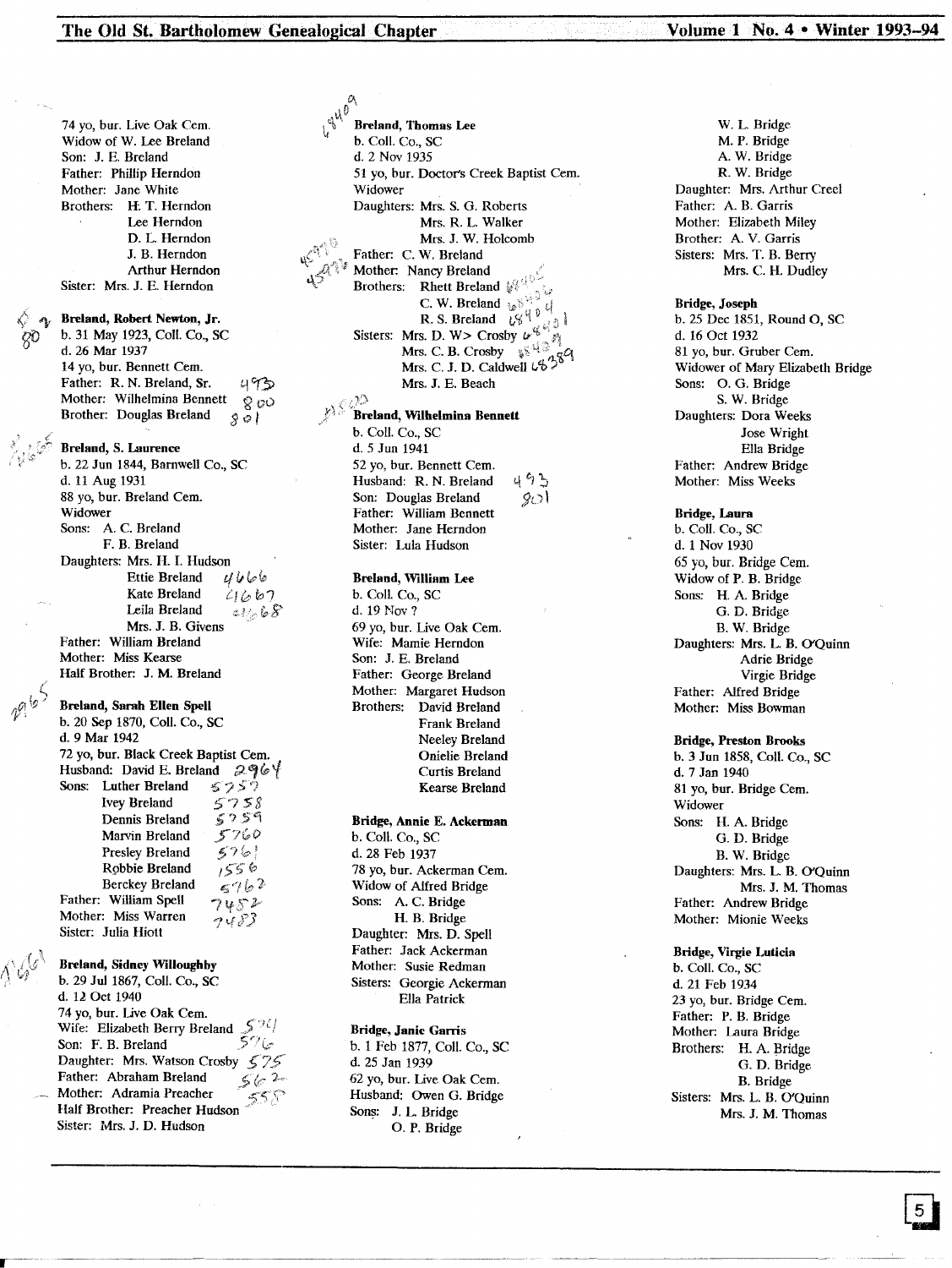74 yo, bur. Live Oak Cem.
Widow of W. Lee Breland
Son: J. E. Breland
Father: Phillip Herndon
Mother: Jane White
Brothers: H. T. Herndon
Lee Herndon
D. L. Herndon
J. B. Herndon
Arthur Herndon
Sister: Mrs. J. E. Herndon

**Breland, Robert Newton, Jr.**
b. 31 May 1923, Coll. Co., SC
d. 26 Mar 1937
14 yo, bur. Bennett Cem.
Father: R. N. Breland, Sr. 493
Mother: Wilhelmina Bennett 800
Brother: Douglas Breland 801

**Breland, S. Laurence**
b. 22 Jun 1844, Barnwell Co., SC
d. 11 Aug 1931
88 yo, bur. Breland Cem.
Widower
Sons: A. C. Breland
F. B. Breland
Daughters: Mrs. H. I. Hudson
Ettie Breland 4666
Kate Breland 4667
Leila Breland 4668
Mrs. J. B. Givens
Father: William Breland
Mother: Miss Kearse
Half Brother: J. M. Breland

**Breland, Sarah Ellen Spell**
b. 20 Sep 1870, Coll. Co., SC
d. 9 Mar 1942
72 yo, bur. Black Creek Baptist Cem.
Husband: David E. Breland 2964
Sons: Luther Breland 5757
Ivey Breland 5758
Dennis Breland 5759
Marvin Breland 5760
Presley Breland 5761
Robbie Breland 1556
Berckey Breland 5762
Father: William Spell 7452
Mother: Miss Warren 7483
Sister: Julia Hiott

**Breland, Sidney Willoughby**
b. 29 Jul 1867, Coll. Co., SC
d. 12 Oct 1940
74 yo, bur. Live Oak Cem.
Wife: Elizabeth Berry Breland 571
Son: F. B. Breland 576
Daughter: Mrs. Watson Crosby 575
Father: Abraham Breland 562
Mother: Adramia Preacher 558
Half Brother: Preacher Hudson
Sister: Mrs. J. D. Hudson

**Breland, Thomas Lee**
b. Coll. Co., SC
d. 2 Nov 1935
51 yo, bur. Doctor's Creek Baptist Cem.
Widower
Daughters: Mrs. S. G. Roberts
Mrs. R. L. Walker
Mrs. J. W. Holcomb
Father: C. W. Breland
Mother: Nancy Breland
Brothers: Rhett Breland
C. W. Breland
R. S. Breland
Sisters: Mrs. D. W> Crosby
Mrs. C. B. Crosby
Mrs. C. J. D. Caldwell
Mrs. J. E. Beach

**Breland, Wilhelmina Bennett**
b. Coll. Co., SC
d. 5 Jun 1941
52 yo, bur. Bennett Cem.
Husband: R. N. Breland 493
Son: Douglas Breland 801
Father: William Bennett
Mother: Jane Herndon
Sister: Lula Hudson

**Breland, William Lee**
b. Coll. Co., SC
d. 19 Nov ?
69 yo, bur. Live Oak Cem.
Wife: Mamie Herndon
Son: J. E. Breland
Father: George Breland
Mother: Margaret Hudson
Brothers: David Breland
Frank Breland
Neeley Breland
Onielie Breland
Curtis Breland
Kearse Breland

**Bridge, Annie E. Ackerman**
b. Coll. Co., SC
d. 28 Feb 1937
78 yo, bur. Ackerman Cem.
Widow of Alfred Bridge
Sons: A. C. Bridge
H. B. Bridge
Daughter: Mrs. D. Spell
Father: Jack Ackerman
Mother: Susie Redman
Sisters: Georgie Ackerman
Ella Patrick

**Bridge, Janie Garris**
b. 1 Feb 1877, Coll. Co., SC
d. 25 Jan 1939
62 yo, bur. Live Oak Cem.
Husband: Owen G. Bridge
Sons: J. L. Bridge
O. P. Bridge
W. L. Bridge
M. P. Bridge
A. W. Bridge
R. W. Bridge
Daughter: Mrs. Arthur Creel
Father: A. B. Garris
Mother: Elizabeth Miley
Brother: A. V. Garris
Sisters: Mrs. T. B. Berry
Mrs. C. H. Dudley

**Bridge, Joseph**
b. 25 Dec 1851, Round O, SC
d. 16 Oct 1932
81 yo, bur. Gruber Cem.
Widower of Mary Elizabeth Bridge
Sons: O. G. Bridge
S. W. Bridge
Daughters: Dora Weeks
Jose Wright
Ella Bridge
Father: Andrew Bridge
Mother: Miss Weeks

**Bridge, Laura**
b. Coll. Co., SC
d. 1 Nov 1930
65 yo, bur. Bridge Cem.
Widow of P. B. Bridge
Sons: H. A. Bridge
G. D. Bridge
B. W. Bridge
Daughters: Mrs. L. B. O'Quinn
Adrie Bridge
Virgie Bridge
Father: Alfred Bridge
Mother: Miss Bowman

**Bridge, Preston Brooks**
b. 3 Jun 1858, Coll. Co., SC
d. 7 Jan 1940
81 yo, bur. Bridge Cem.
Widower
Sons: H. A. Bridge
G. D. Bridge
B. W. Bridge
Daughters: Mrs. L. B. O'Quinn
Mrs. J. M. Thomas
Father: Andrew Bridge
Mother: Mionie Weeks

**Bridge, Virgie Luticia**
b. Coll. Co., SC
d. 21 Feb 1934
23 yo, bur. Bridge Cem.
Father: P. B. Bridge
Mother: Laura Bridge
Brothers: H. A. Bridge
G. D. Bridge
B. Bridge
Sisters: Mrs. L. B. O'Quinn
Mrs. J. M. Thomas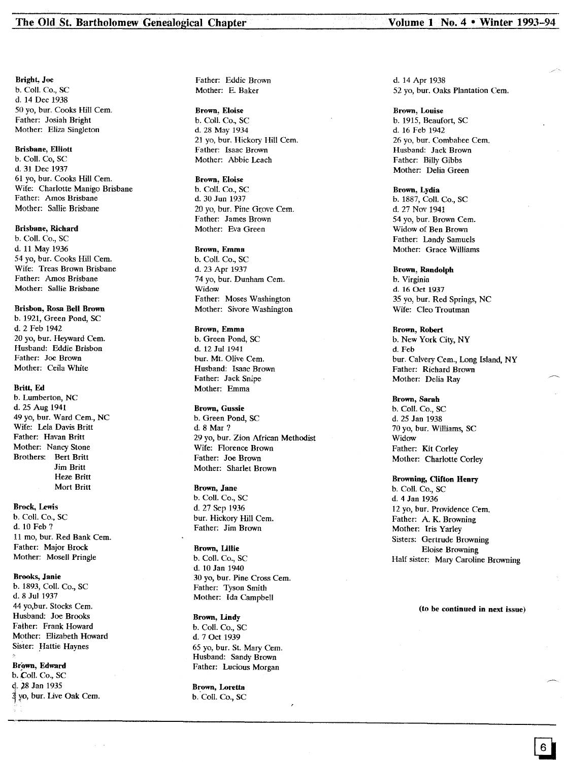**Bright, Joe**
b. Coll. Co., SC
d. 14 Dec 1938
50 yo, bur. Cooks Hill Cem.
Father: Josiah Bright
Mother: Eliza Singleton

**Brisbane, Elliott**
b. Coll. Co, SC
d. 31 Dec 1937
61 yo, bur. Cooks Hill Cem.
Wife: Charlotte Manigo Brisbane
Father: Amos Brisbane
Mother: Sallie Brisbane

**Brisbane, Richard**
b. Coll. Co., SC
d. 11 May 1936
54 yo, bur. Cooks Hill Cem.
Wife: Treas Brown Brisbane
Father: Amos Brisbane
Mother: Sallie Brisbane

**Brisbon, Rosa Bell Brown**
b. 1921, Green Pond, SC
d. 2 Feb 1942
20 yo, bur. Heyward Cem.
Husband: Eddie Brisbon
Father: Joe Brown
Mother: Ceila White

**Britt, Ed**
b. Lumberton, NC
d. 25 Aug 1941
49 yo, bur. Ward Cem., NC
Wife: Lela Davis Britt
Father: Havan Britt
Mother: Nancy Stone
Brothers: Bert Britt
Jim Britt
Heze Britt
Mort Britt

**Brock, Lewis**
b. Coll. Co., SC
d. 10 Feb ?
11 mo, bur. Red Bank Cem.
Father: Major Brock
Mother: Mosell Pringle

**Brooks, Janie**
b. 1893, Coll. Co., SC
d. 8 Jul 1937
44 yo,bur. Stocks Cem.
Husband: Joe Brooks
Father: Frank Howard
Mother: Elizabeth Howard
Sister: Hattie Haynes

**Brown, Edward**
b. Coll. Co., SC
d. 28 Jan 1935
3 yo, bur. Live Oak Cem.
Father: Eddie Brown
Mother: E. Baker

**Brown, Eloise**
b. Coll. Co., SC
d. 28 May 1934
21 yo, bur. Hickory Hill Cem.
Father: Isaac Brown
Mother: Abbie Leach

**Brown, Eloise**
b. Coll. Co., SC
d. 30 Jun 1937
20 yo, bur. Pine Grove Cem.
Father: James Brown
Mother: Eva Green

**Brown, Emma**
b. Coll. Co., SC
d. 23 Apr 1937
74 yo, bur. Dunham Cem.
Widow
Father: Moses Washington
Mother: Sivore Washington

**Brown, Emma**
b. Green Pond, SC
d. 12 Jul 1941
bur. Mt. Olive Cem.
Husband: Isaac Brown
Father: Jack Snipe
Mother: Emma

**Brown, Gussie**
b. Green Pond, SC
d. 8 Mar ?
29 yo, bur. Zion African Methodist
Wife: Florence Brown
Father: Joe Brown
Mother: Sharlet Brown

**Brown, Jane**
b. Coll. Co., SC
d. 27 Sep 1936
bur. Hickory Hill Cem.
Father: Jim Brown

**Brown, Lillie**
b. Coll. Co., SC
d. 10 Jan 1940
30 yo, bur. Pine Cross Cem.
Father: Tyson Smith
Mother: Ida Campbell

**Brown, Lindy**
b. Coll. Co., SC
d. 7 Oct 1939
65 yo, bur. St. Mary Cem.
Husband: Sandy Brown
Father: Lucious Morgan

**Brown, Loretta**
b. Coll. Co., SC
d. 14 Apr 1938
52 yo, bur. Oaks Plantation Cem.

**Brown, Louise**
b. 1915, Beaufort, SC
d. 16 Feb 1942
26 yo, bur. Combahee Cem.
Husband: Jack Brown
Father: Billy Gibbs
Mother: Delia Green

**Brown, Lydia**
b. 1887, Coll. Co., SC
d. 27 Nov 1941
54 yo, bur. Brown Cem.
Widow of Ben Brown
Father: Landy Samuels
Mother: Grace Williams

**Brown, Randolph**
b. Virginia
d. 16 Oct 1937
35 yo, bur. Red Springs, NC
Wife: Cleo Troutman

**Brown, Robert**
b. New York City, NY
d. Feb
bur. Calvery Cem., Long Island, NY
Father: Richard Brown
Mother: Delia Ray

**Brown, Sarah**
b. Coll. Co., SC
d. 25 Jan 1938
70 yo, bur. Williams, SC
Widow
Father: Kit Corley
Mother: Charlotte Corley

**Browning, Clifton Henry**
b. Coll. Co., SC
d. 4 Jan 1936
12 yo, bur. Providence Cem.
Father: A. K. Browning
Mother: Iris Yarley
Sisters: Gertrude Browning
Eloise Browning
Half sister: Mary Caroline Browning

**(to be continued in next issue)**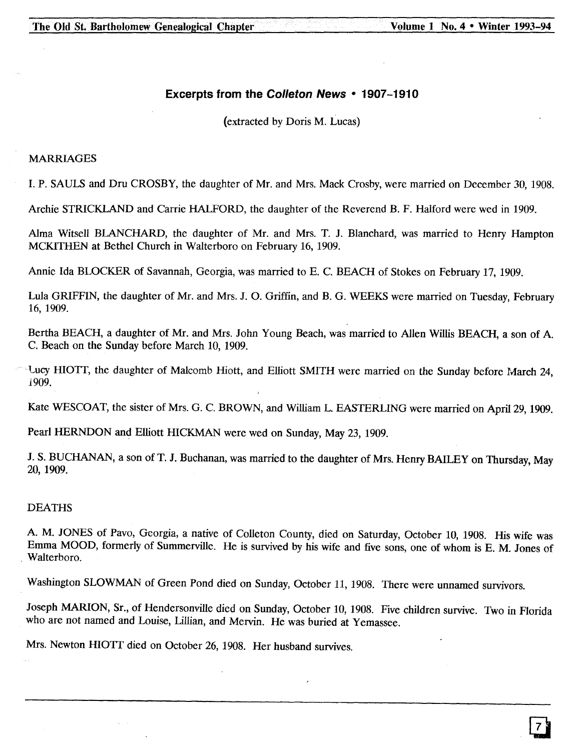## Excerpts from the *Colleton News* • 1907–1910

(extracted by Doris M. Lucas)

### MARRIAGES

I. P. SAULS and Dru CROSBY, the daughter of Mr. and Mrs. Mack Crosby, were married on December 30, 1908.

Archie STRICKLAND and Carrie HALFORD, the daughter of the Reverend B. F. Halford were wed in 1909.

Alma Witsell BLANCHARD, the daughter of Mr. and Mrs. T. J. Blanchard, was married to Henry Hampton MCKITHEN at Bethel Church in Walterboro on February 16, 1909.

Annie Ida BLOCKER of Savannah, Georgia, was married to E. C. BEACH of Stokes on February 17, 1909.

Lula GRIFFIN, the daughter of Mr. and Mrs. J. O. Griffin, and B. G. WEEKS were married on Tuesday, February 16, 1909.

Bertha BEACH, a daughter of Mr. and Mrs. John Young Beach, was married to Allen Willis BEACH, a son of A. C. Beach on the Sunday before March 10, 1909.

Lucy HIOTT, the daughter of Malcomb Hiott, and Elliott SMITH were married on the Sunday before March 24, 1909.

Kate WESCOAT, the sister of Mrs. G. C. BROWN, and William L. EASTERLING were married on April 29, 1909.

Pearl HERNDON and Elliott HICKMAN were wed on Sunday, May 23, 1909.

J. S. BUCHANAN, a son of T. J. Buchanan, was married to the daughter of Mrs. Henry BAILEY on Thursday, May 20, 1909.

### DEATHS

A. M. JONES of Pavo, Georgia, a native of Colleton County, died on Saturday, October 10, 1908. His wife was Emma MOOD, formerly of Summerville. He is survived by his wife and five sons, one of whom is E. M. Jones of Walterboro.

Washington SLOWMAN of Green Pond died on Sunday, October 11, 1908. There were unnamed survivors.

Joseph MARION, Sr., of Hendersonville died on Sunday, October 10, 1908. Five children survive. Two in Florida who are not named and Louise, Lillian, and Mervin. He was buried at Yemassee.

Mrs. Newton HIOTT died on October 26, 1908. Her husband survives.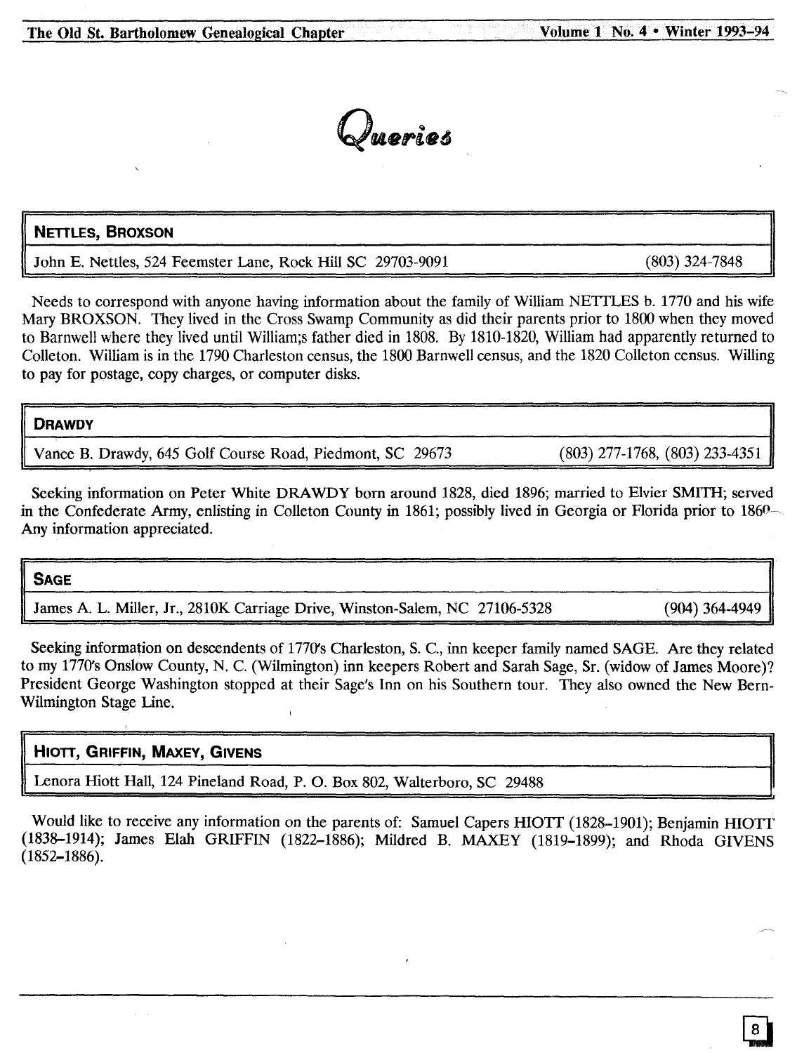# Queries

## NETTLES, BROXSON

John E. Nettles, 524 Feemster Lane, Rock Hill SC 29703-9091 (803) 324-7848

Needs to correspond with anyone having information about the family of William NETTLES b. 1770 and his wife Mary BROXSON. They lived in the Cross Swamp Community as did their parents prior to 1800 when they moved to Barnwell where they lived until William;s father died in 1808. By 1810-1820, William had apparently returned to Colleton. William is in the 1790 Charleston census, the 1800 Barnwell census, and the 1820 Colleton census. Willing to pay for postage, copy charges, or computer disks.

## DRAWDY

Vance B. Drawdy, 645 Golf Course Road, Piedmont, SC 29673 (803) 277-1768, (803) 233-4351

Seeking information on Peter White DRAWDY born around 1828, died 1896; married to Elvier SMITH; served in the Confederate Army, enlisting in Colleton County in 1861; possibly lived in Georgia or Florida prior to 1860. Any information appreciated.

## SAGE

James A. L. Miller, Jr., 2810K Carriage Drive, Winston-Salem, NC 27106-5328 (904) 364-4949

Seeking information on descendents of 1770's Charleston, S. C., inn keeper family named SAGE. Are they related to my 1770's Onslow County, N. C. (Wilmington) inn keepers Robert and Sarah Sage, Sr. (widow of James Moore)? President George Washington stopped at their Sage's Inn on his Southern tour. They also owned the New Bern-Wilmington Stage Line.

## HIOTT, GRIFFIN, MAXEY, GIVENS

Lenora Hiott Hall, 124 Pineland Road, P. O. Box 802, Walterboro, SC 29488

Would like to receive any information on the parents of: Samuel Capers HIOTT (1828–1901); Benjamin HIOTT (1838–1914); James Elah GRIFFIN (1822–1886); Mildred B. MAXEY (1819–1899); and Rhoda GIVENS (1852–1886).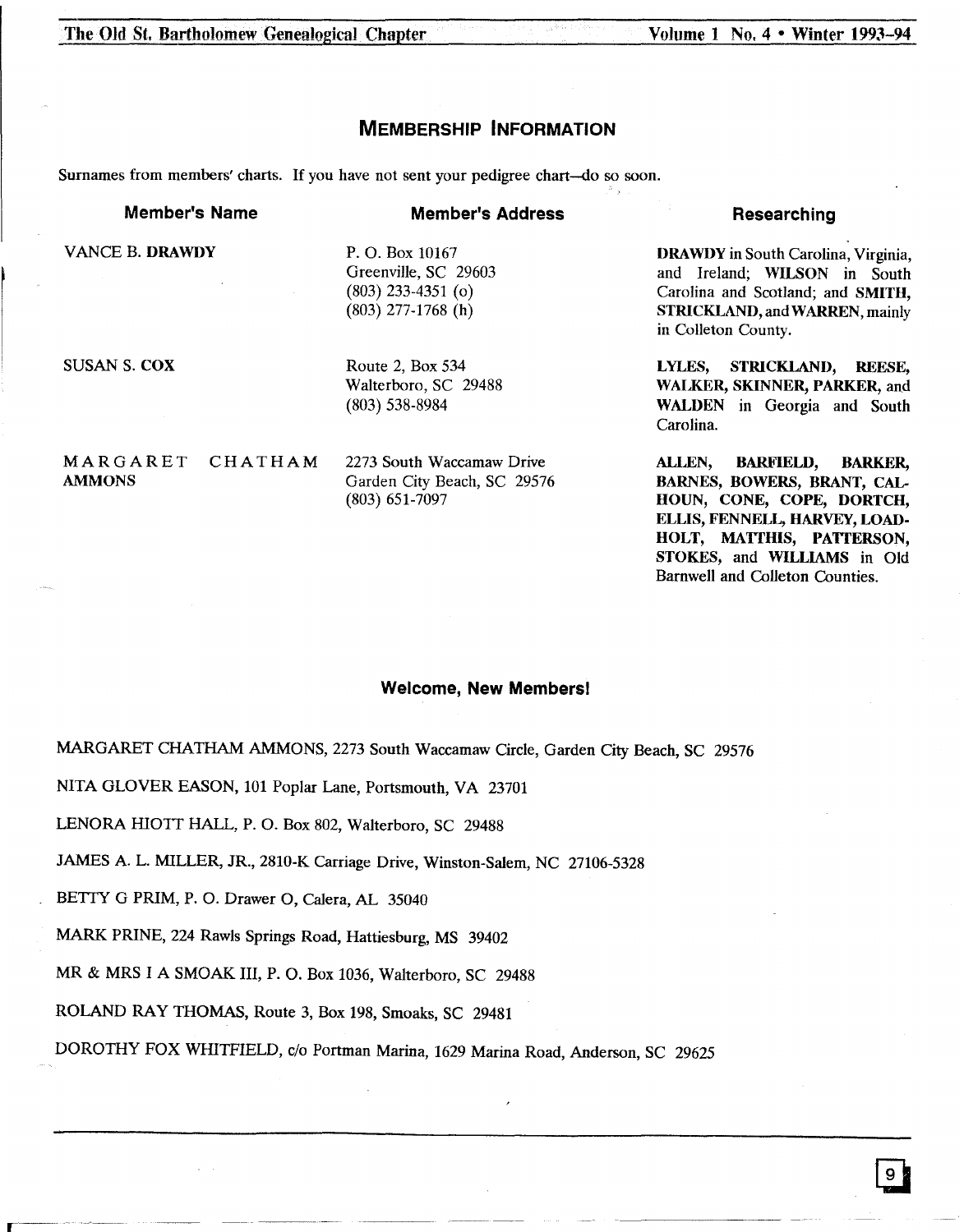## MEMBERSHIP INFORMATION

Surnames from members' charts. If you have not sent your pedigree chart—do so soon.

| Member's Name | Member's Address | Researching |
|---|---|---|
| VANCE B. **DRAWDY** | P. O. Box 10167<br>Greenville, SC 29603<br>(803) 233-4351 (o)<br>(803) 277-1768 (h) | **DRAWDY** in South Carolina, Virginia, and Ireland; **WILSON** in South Carolina and Scotland; and **SMITH**, **STRICKLAND**, and **WARREN**, mainly in Colleton County. |
| SUSAN S. **COX** | Route 2, Box 534<br>Walterboro, SC 29488<br>(803) 538-8984 | **LYLES**, **STRICKLAND**, **REESE**, **WALKER**, **SKINNER**, **PARKER**, and **WALDEN** in Georgia and South Carolina. |
| MARGARET CHATHAM **AMMONS** | 2273 South Waccamaw Drive<br>Garden City Beach, SC 29576<br>(803) 651-7097 | **ALLEN**, **BARFIELD**, **BARKER**, **BARNES**, **BOWERS**, **BRANT**, **CALHOUN**, **CONE**, **COPE**, **DORTCH**, **ELLIS**, **FENNELL**, **HARVEY**, **LOADHOLT**, **MATTHIS**, **PATTERSON**, **STOKES**, and **WILLIAMS** in Old Barnwell and Colleton Counties. |

### Welcome, New Members!

MARGARET CHATHAM AMMONS, 2273 South Waccamaw Circle, Garden City Beach, SC 29576

NITA GLOVER EASON, 101 Poplar Lane, Portsmouth, VA 23701

LENORA HIOTT HALL, P. O. Box 802, Walterboro, SC 29488

JAMES A. L. MILLER, JR., 2810-K Carriage Drive, Winston-Salem, NC 27106-5328

BETTY G PRIM, P. O. Drawer O, Calera, AL 35040

MARK PRINE, 224 Rawls Springs Road, Hattiesburg, MS 39402

MR & MRS I A SMOAK III, P. O. Box 1036, Walterboro, SC 29488

ROLAND RAY THOMAS, Route 3, Box 198, Smoaks, SC 29481

DOROTHY FOX WHITFIELD, c/o Portman Marina, 1629 Marina Road, Anderson, SC 29625